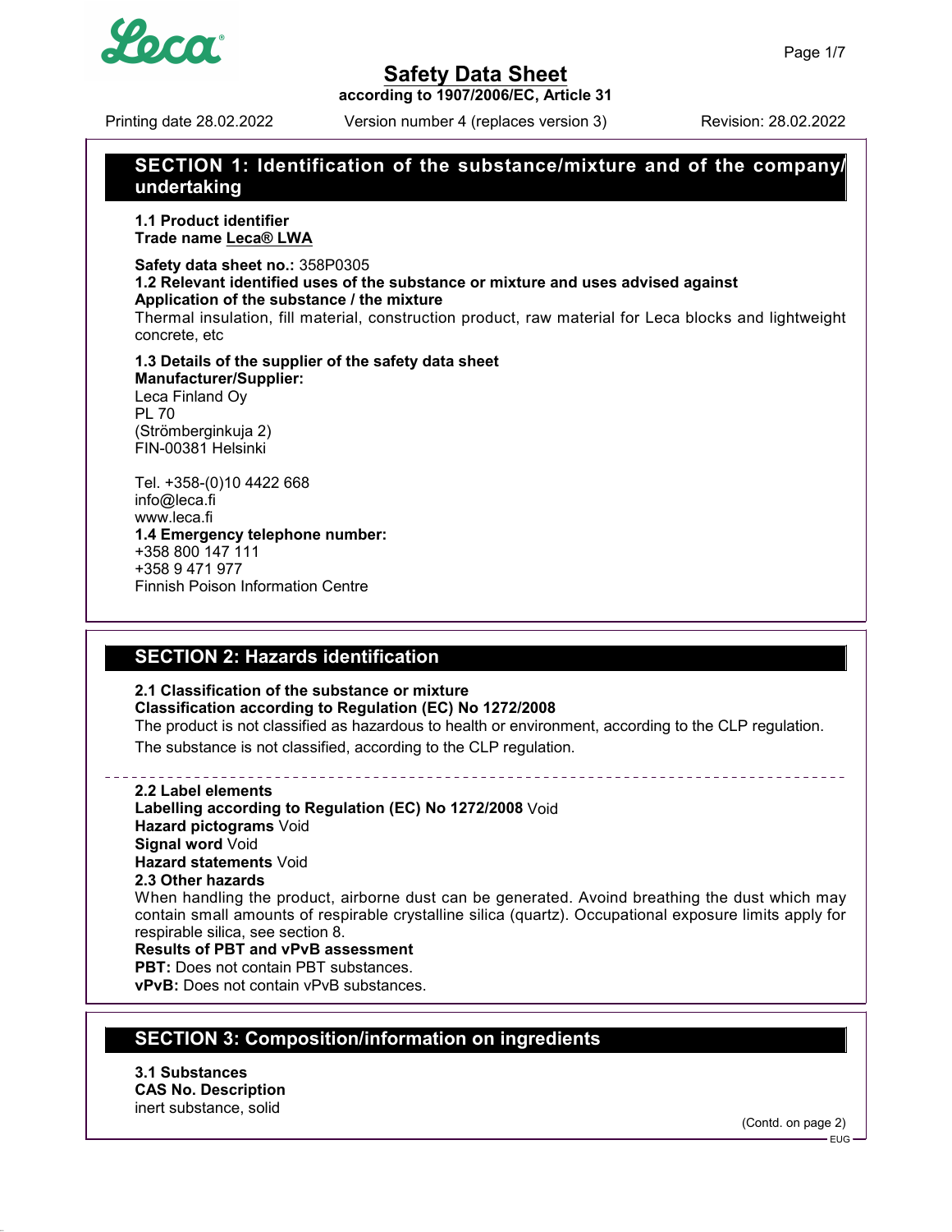# Safety Data Sheet

**according to 1907/2006/EC, Article 31**

Printing date 28.02.2022 Version number 4 (replaces version 3) Revision: 28.02.2022

## SECTION 1: Identification of the substance/mixture and of the company/undertaking

**1.1 Product identifier**

**Trade name Leca® LWA**

**Safety data sheet no.:** 358P0305

**1.2 Relevant identified uses of the substance or mixture and uses advised against**

**Application of the substance / the mixture**

Thermal insulation, fill material, construction product, raw material for Leca blocks and lightweight concrete, etc

**1.3 Details of the supplier of the safety data sheet**

**Manufacturer/Supplier:**

Leca Finland Oy
PL 70
(Strömberginkuja 2)
FIN-00381 Helsinki

Tel. +358-(0)10 4422 668
info@leca.fi
www.leca.fi

**1.4 Emergency telephone number:**

+358 800 147 111
+358 9 471 977
Finnish Poison Information Centre

## SECTION 2: Hazards identification

**2.1 Classification of the substance or mixture**

**Classification according to Regulation (EC) No 1272/2008**

The product is not classified as hazardous to health or environment, according to the CLP regulation.

The substance is not classified, according to the CLP regulation.

**2.2 Label elements**

**Labelling according to Regulation (EC) No 1272/2008** Void

**Hazard pictograms** Void

**Signal word** Void

**Hazard statements** Void

**2.3 Other hazards**

When handling the product, airborne dust can be generated. Avoind breathing the dust which may contain small amounts of respirable crystalline silica (quartz). Occupational exposure limits apply for respirable silica, see section 8.

**Results of PBT and vPvB assessment**

**PBT:** Does not contain PBT substances.

**vPvB:** Does not contain vPvB substances.

## SECTION 3: Composition/information on ingredients

**3.1 Substances**

**CAS No. Description**

inert substance, solid

(Contd. on page 2)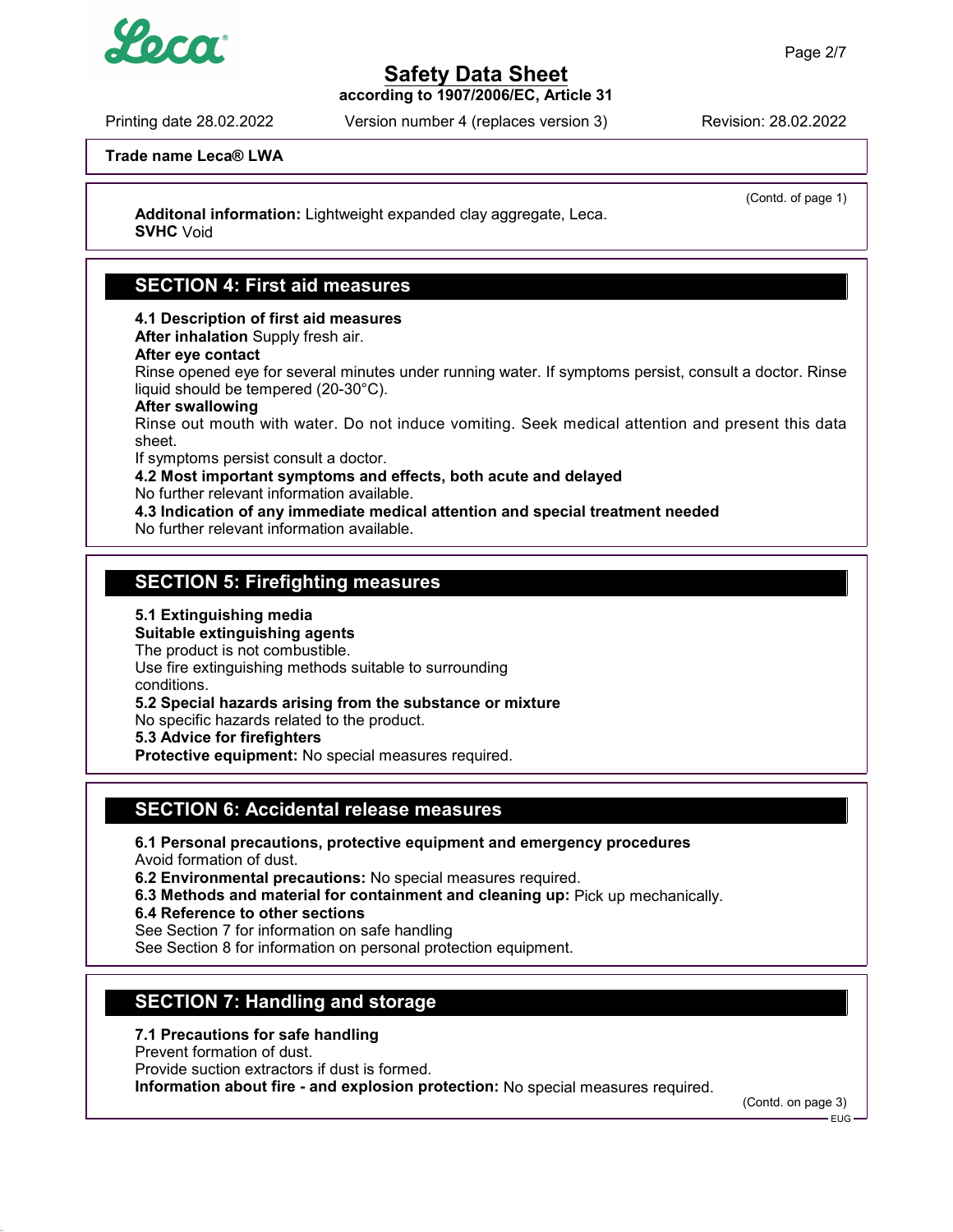**Trade name Leca® LWA**

(Contd. of page 1)

**Additonal information:** Lightweight expanded clay aggregate, Leca.
**SVHC** Void

## SECTION 4: First aid measures

**4.1 Description of first aid measures**
**After inhalation** Supply fresh air.
**After eye contact**
Rinse opened eye for several minutes under running water. If symptoms persist, consult a doctor. Rinse liquid should be tempered (20-30°C).
**After swallowing**
Rinse out mouth with water. Do not induce vomiting. Seek medical attention and present this data sheet.
If symptoms persist consult a doctor.
**4.2 Most important symptoms and effects, both acute and delayed**
No further relevant information available.
**4.3 Indication of any immediate medical attention and special treatment needed**
No further relevant information available.

## SECTION 5: Firefighting measures

**5.1 Extinguishing media**
**Suitable extinguishing agents**
The product is not combustible.
Use fire extinguishing methods suitable to surrounding conditions.
**5.2 Special hazards arising from the substance or mixture**
No specific hazards related to the product.
**5.3 Advice for firefighters**
**Protective equipment:** No special measures required.

## SECTION 6: Accidental release measures

**6.1 Personal precautions, protective equipment and emergency procedures**
Avoid formation of dust.
**6.2 Environmental precautions:** No special measures required.
**6.3 Methods and material for containment and cleaning up:** Pick up mechanically.
**6.4 Reference to other sections**
See Section 7 for information on safe handling
See Section 8 for information on personal protection equipment.

## SECTION 7: Handling and storage

**7.1 Precautions for safe handling**
Prevent formation of dust.
Provide suction extractors if dust is formed.
**Information about fire - and explosion protection:** No special measures required.

(Contd. on page 3)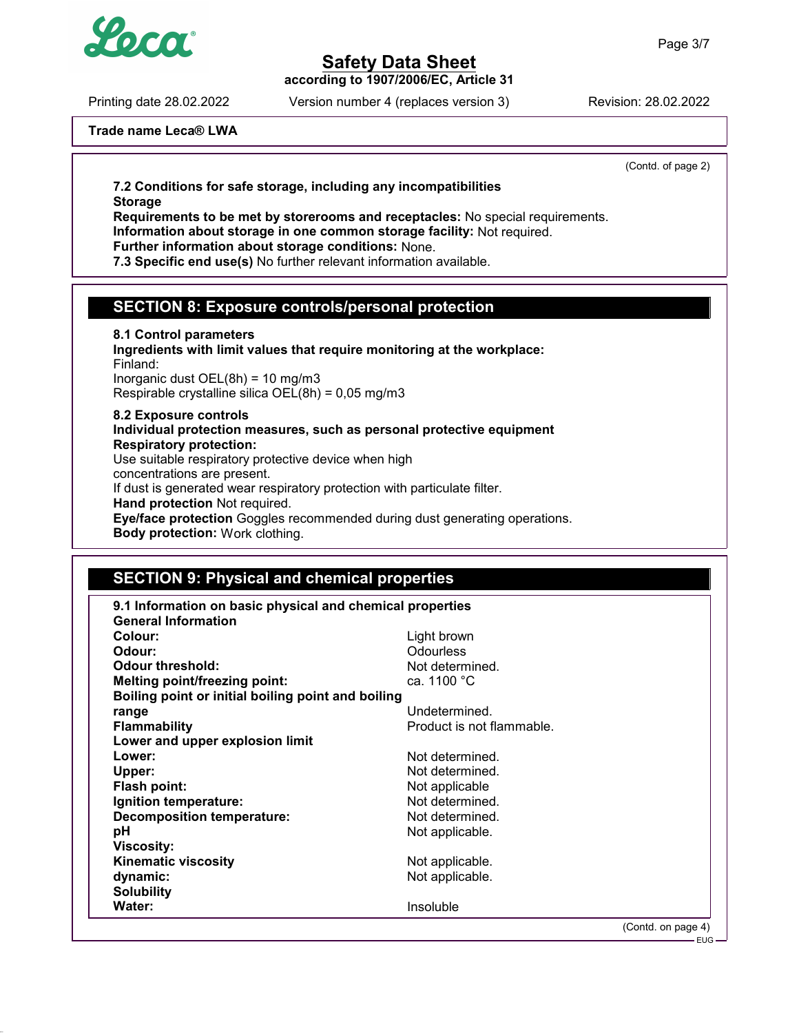**Trade name Leca® LWA**

(Contd. of page 2)

**7.2 Conditions for safe storage, including any incompatibilities**
**Storage**
**Requirements to be met by storerooms and receptacles:** No special requirements.
**Information about storage in one common storage facility:** Not required.
**Further information about storage conditions:** None.
**7.3 Specific end use(s)** No further relevant information available.

## SECTION 8: Exposure controls/personal protection

**8.1 Control parameters**
**Ingredients with limit values that require monitoring at the workplace:**
Finland:
Inorganic dust OEL(8h) = 10 mg/m3
Respirable crystalline silica OEL(8h) = 0,05 mg/m3

**8.2 Exposure controls**
**Individual protection measures, such as personal protective equipment**
**Respiratory protection:**
Use suitable respiratory protective device when high concentrations are present.
If dust is generated wear respiratory protection with particulate filter.
**Hand protection** Not required.
**Eye/face protection** Goggles recommended during dust generating operations.
**Body protection:** Work clothing.

## SECTION 9: Physical and chemical properties

**9.1 Information on basic physical and chemical properties**

| **General Information** | |
|---|---|
| **Colour:** | Light brown |
| **Odour:** | Odourless |
| **Odour threshold:** | Not determined. |
| **Melting point/freezing point:** | ca. 1100 °C |
| **Boiling point or initial boiling point and boiling range** | Undetermined. |
| **Flammability** | Product is not flammable. |
| **Lower and upper explosion limit** | |
| **Lower:** | Not determined. |
| **Upper:** | Not determined. |
| **Flash point:** | Not applicable |
| **Ignition temperature:** | Not determined. |
| **Decomposition temperature:** | Not determined. |
| **pH** | Not applicable. |
| **Viscosity:** | |
| **Kinematic viscosity** | Not applicable. |
| **dynamic:** | Not applicable. |
| **Solubility** | |
| **Water:** | Insoluble |

(Contd. on page 4)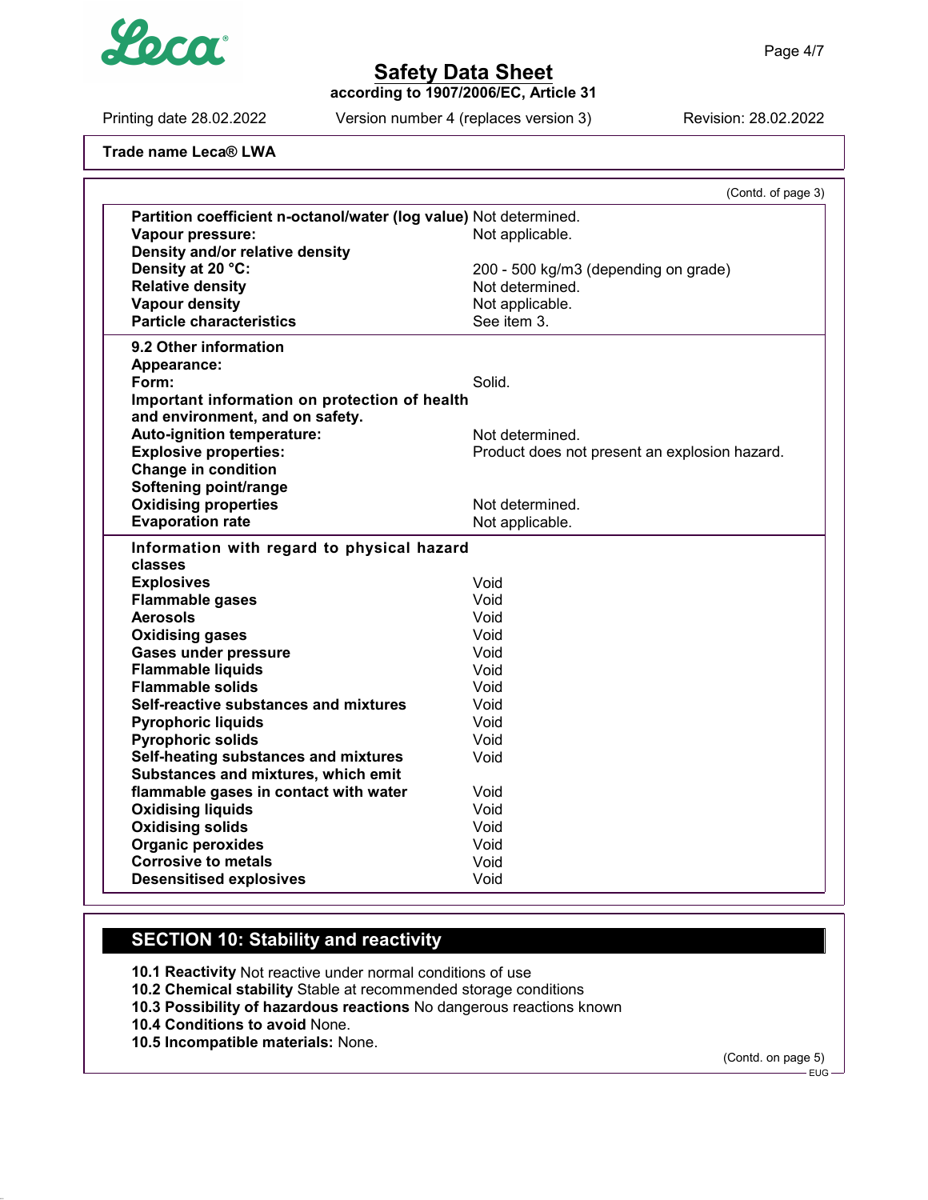Trade name Leca® LWA

(Contd. of page 3)

| | |
|---|---|
| **Partition coefficient n-octanol/water (log value)** | Not determined. |
| **Vapour pressure:** | Not applicable. |
| **Density and/or relative density** | |
| **Density at 20 °C:** | 200 - 500 kg/m3 (depending on grade) |
| **Relative density** | Not determined. |
| **Vapour density** | Not applicable. |
| **Particle characteristics** | See item 3. |

| | |
|---|---|
| **9.2 Other information** | |
| **Appearance:** | |
| **Form:** | Solid. |
| **Important information on protection of health and environment, and on safety.** | |
| **Auto-ignition temperature:** | Not determined. |
| **Explosive properties:** | Product does not present an explosion hazard. |
| **Change in condition** | |
| **Softening point/range** | |
| **Oxidising properties** | Not determined. |
| **Evaporation rate** | Not applicable. |

| | |
|---|---|
| **Information with regard to physical hazard classes** | |
| **Explosives** | Void |
| **Flammable gases** | Void |
| **Aerosols** | Void |
| **Oxidising gases** | Void |
| **Gases under pressure** | Void |
| **Flammable liquids** | Void |
| **Flammable solids** | Void |
| **Self-reactive substances and mixtures** | Void |
| **Pyrophoric liquids** | Void |
| **Pyrophoric solids** | Void |
| **Self-heating substances and mixtures** | Void |
| **Substances and mixtures, which emit flammable gases in contact with water** | Void |
| **Oxidising liquids** | Void |
| **Oxidising solids** | Void |
| **Organic peroxides** | Void |
| **Corrosive to metals** | Void |
| **Desensitised explosives** | Void |

## SECTION 10: Stability and reactivity

**10.1 Reactivity** Not reactive under normal conditions of use
**10.2 Chemical stability** Stable at recommended storage conditions
**10.3 Possibility of hazardous reactions** No dangerous reactions known
**10.4 Conditions to avoid** None.
**10.5 Incompatible materials:** None.

(Contd. on page 5)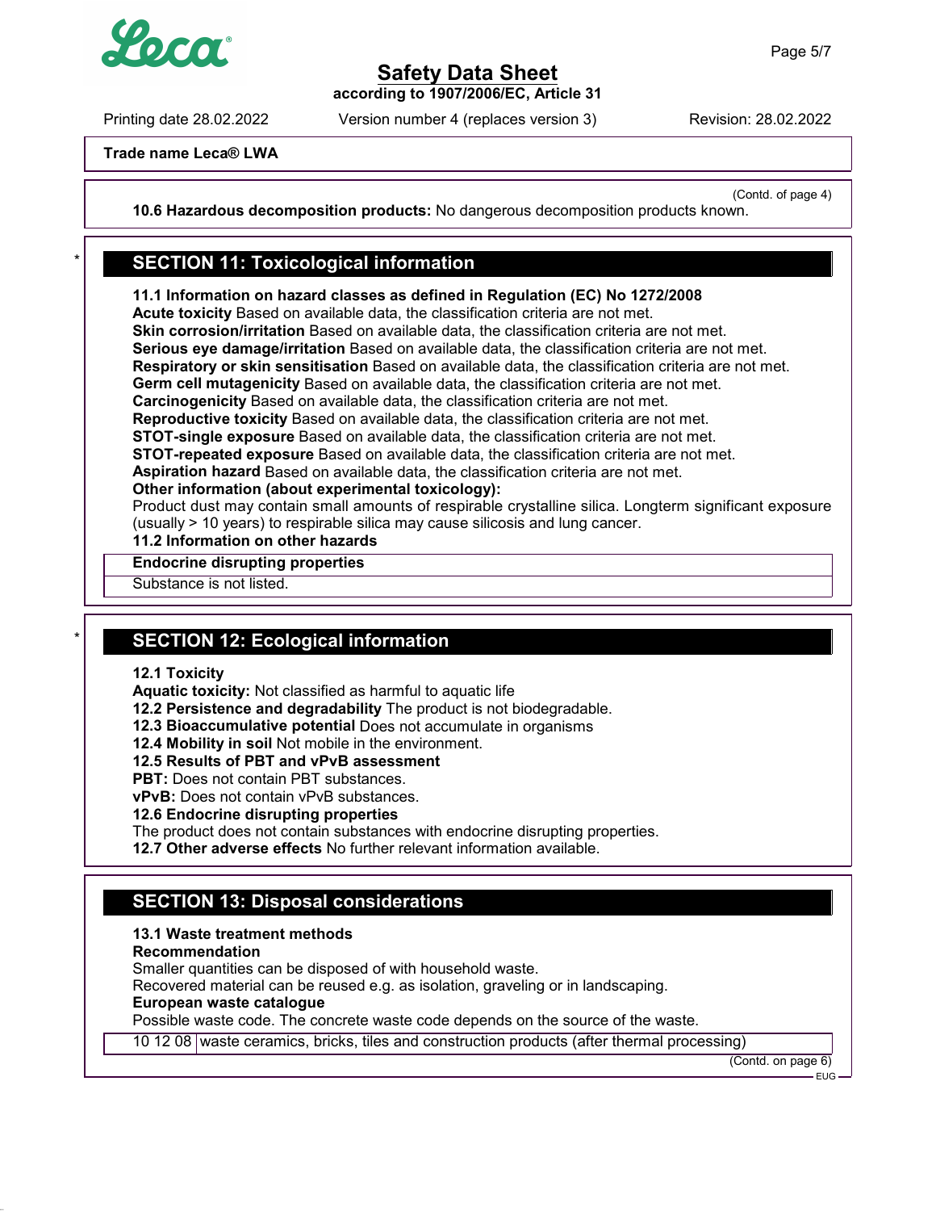**Trade name Leca® LWA**

(Contd. of page 4)

**10.6 Hazardous decomposition products:** No dangerous decomposition products known.

## SECTION 11: Toxicological information

**11.1 Information on hazard classes as defined in Regulation (EC) No 1272/2008**
**Acute toxicity** Based on available data, the classification criteria are not met.
**Skin corrosion/irritation** Based on available data, the classification criteria are not met.
**Serious eye damage/irritation** Based on available data, the classification criteria are not met.
**Respiratory or skin sensitisation** Based on available data, the classification criteria are not met.
**Germ cell mutagenicity** Based on available data, the classification criteria are not met.
**Carcinogenicity** Based on available data, the classification criteria are not met.
**Reproductive toxicity** Based on available data, the classification criteria are not met.
**STOT-single exposure** Based on available data, the classification criteria are not met.
**STOT-repeated exposure** Based on available data, the classification criteria are not met.
**Aspiration hazard** Based on available data, the classification criteria are not met.
**Other information (about experimental toxicology):**
Product dust may contain small amounts of respirable crystalline silica. Longterm significant exposure (usually > 10 years) to respirable silica may cause silicosis and lung cancer.
**11.2 Information on other hazards**

| **Endocrine disrupting properties** |
|---|
| Substance is not listed. |

## SECTION 12: Ecological information

**12.1 Toxicity**
**Aquatic toxicity:** Not classified as harmful to aquatic life
**12.2 Persistence and degradability** The product is not biodegradable.
**12.3 Bioaccumulative potential** Does not accumulate in organisms
**12.4 Mobility in soil** Not mobile in the environment.
**12.5 Results of PBT and vPvB assessment**
**PBT:** Does not contain PBT substances.
**vPvB:** Does not contain vPvB substances.
**12.6 Endocrine disrupting properties**
The product does not contain substances with endocrine disrupting properties.
**12.7 Other adverse effects** No further relevant information available.

## SECTION 13: Disposal considerations

**13.1 Waste treatment methods**
**Recommendation**
Smaller quantities can be disposed of with household waste.
Recovered material can be reused e.g. as isolation, graveling or in landscaping.
**European waste catalogue**
Possible waste code. The concrete waste code depends on the source of the waste.

| | |
|---|---|
| 10 12 08 | waste ceramics, bricks, tiles and construction products (after thermal processing) |

(Contd. on page 6)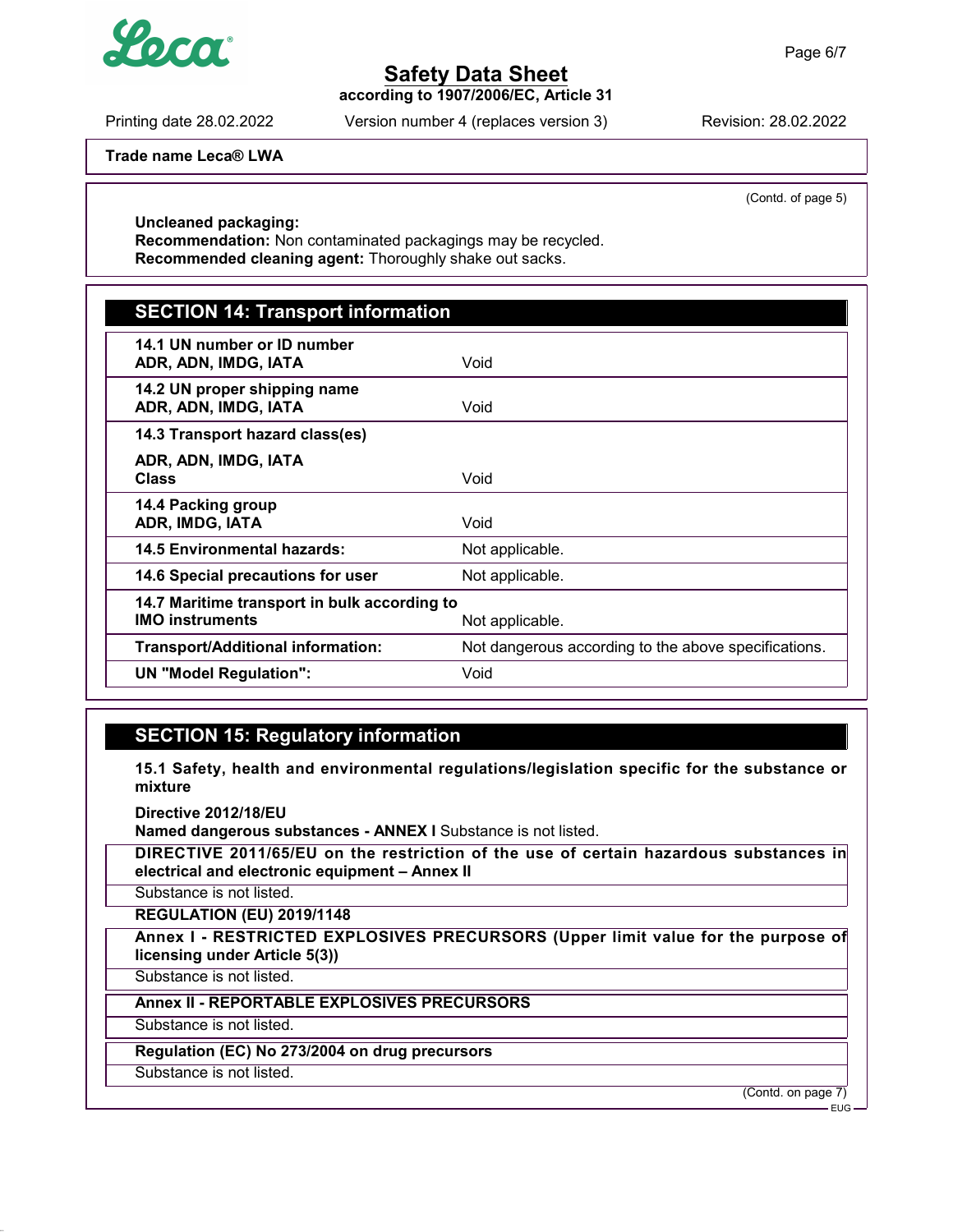**Uncleaned packaging:**
**Recommendation:** Non contaminated packagings may be recycled.
**Recommended cleaning agent:** Thoroughly shake out sacks.

## SECTION 14: Transport information

| | |
|---|---|
| **14.1 UN number or ID number** **ADR, ADN, IMDG, IATA** | Void |
| **14.2 UN proper shipping name** **ADR, ADN, IMDG, IATA** | Void |
| **14.3 Transport hazard class(es)** **ADR, ADN, IMDG, IATA** **Class** | Void |
| **14.4 Packing group** **ADR, IMDG, IATA** | Void |
| **14.5 Environmental hazards:** | Not applicable. |
| **14.6 Special precautions for user** | Not applicable. |
| **14.7 Maritime transport in bulk according to IMO instruments** | Not applicable. |
| **Transport/Additional information:** | Not dangerous according to the above specifications. |
| **UN "Model Regulation":** | Void |

## SECTION 15: Regulatory information

**15.1 Safety, health and environmental regulations/legislation specific for the substance or mixture**

**Directive 2012/18/EU**
**Named dangerous substances - ANNEX I** Substance is not listed.

**DIRECTIVE 2011/65/EU on the restriction of the use of certain hazardous substances in electrical and electronic equipment – Annex II**

Substance is not listed.

**REGULATION (EU) 2019/1148**

**Annex I - RESTRICTED EXPLOSIVES PRECURSORS (Upper limit value for the purpose of licensing under Article 5(3))**

Substance is not listed.

**Annex II - REPORTABLE EXPLOSIVES PRECURSORS**

Substance is not listed.

**Regulation (EC) No 273/2004 on drug precursors**

Substance is not listed.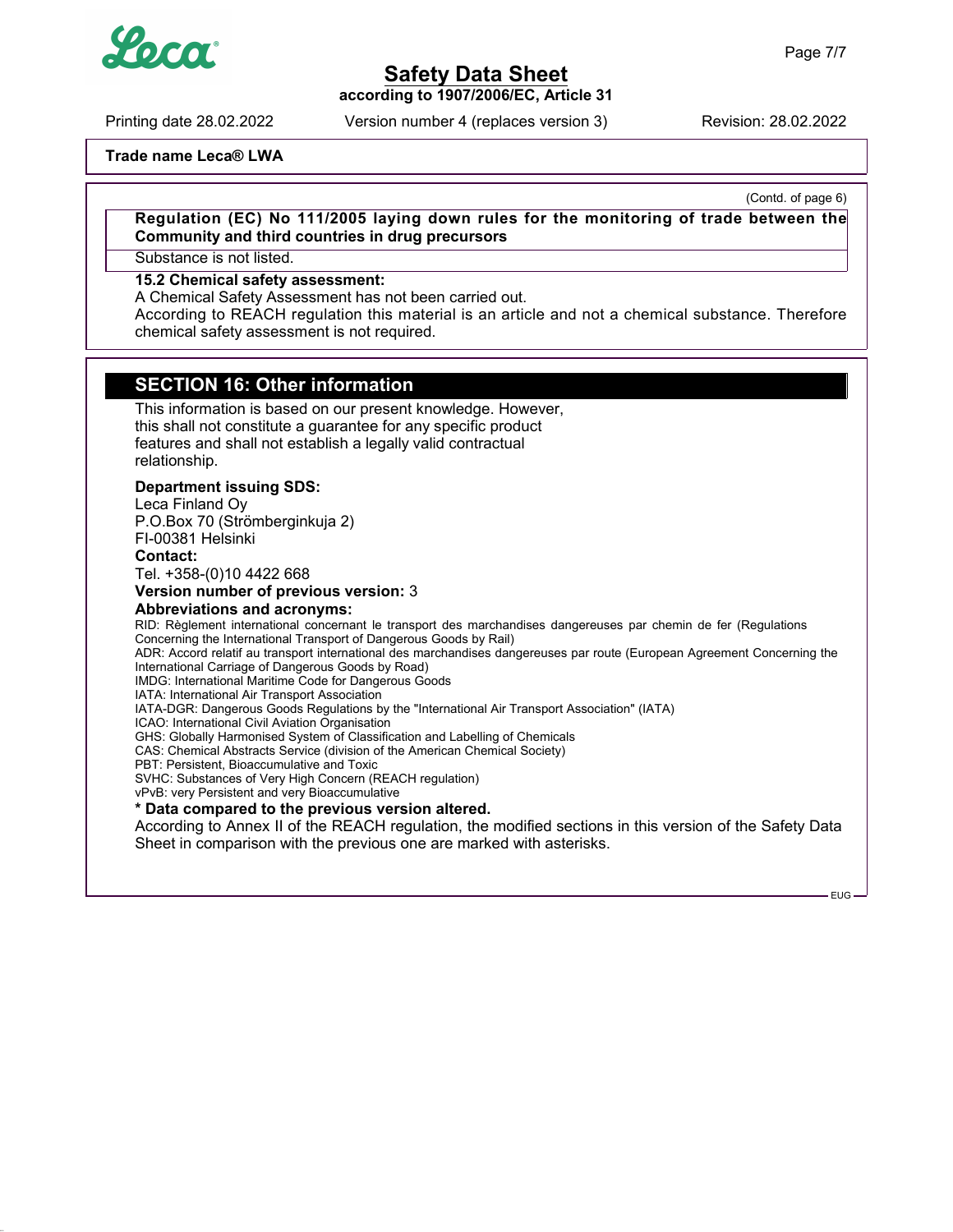(Contd. of page 6)

**Regulation (EC) No 111/2005 laying down rules for the monitoring of trade between the Community and third countries in drug precursors**

Substance is not listed.

**15.2 Chemical safety assessment:**

A Chemical Safety Assessment has not been carried out.

According to REACH regulation this material is an article and not a chemical substance. Therefore chemical safety assessment is not required.

## SECTION 16: Other information

This information is based on our present knowledge. However, this shall not constitute a guarantee for any specific product features and shall not establish a legally valid contractual relationship.

**Department issuing SDS:**

Leca Finland Oy
P.O.Box 70 (Strömberginkuja 2)
FI-00381 Helsinki

**Contact:**

Tel. +358-(0)10 4422 668

**Version number of previous version:** 3

**Abbreviations and acronyms:**

RID: Règlement international concernant le transport des marchandises dangereuses par chemin de fer (Regulations Concerning the International Transport of Dangerous Goods by Rail)
ADR: Accord relatif au transport international des marchandises dangereuses par route (European Agreement Concerning the International Carriage of Dangerous Goods by Road)
IMDG: International Maritime Code for Dangerous Goods
IATA: International Air Transport Association
IATA-DGR: Dangerous Goods Regulations by the "International Air Transport Association" (IATA)
ICAO: International Civil Aviation Organisation
GHS: Globally Harmonised System of Classification and Labelling of Chemicals
CAS: Chemical Abstracts Service (division of the American Chemical Society)
PBT: Persistent, Bioaccumulative and Toxic
SVHC: Substances of Very High Concern (REACH regulation)
vPvB: very Persistent and very Bioaccumulative

**\* Data compared to the previous version altered.**

According to Annex II of the REACH regulation, the modified sections in this version of the Safety Data Sheet in comparison with the previous one are marked with asterisks.